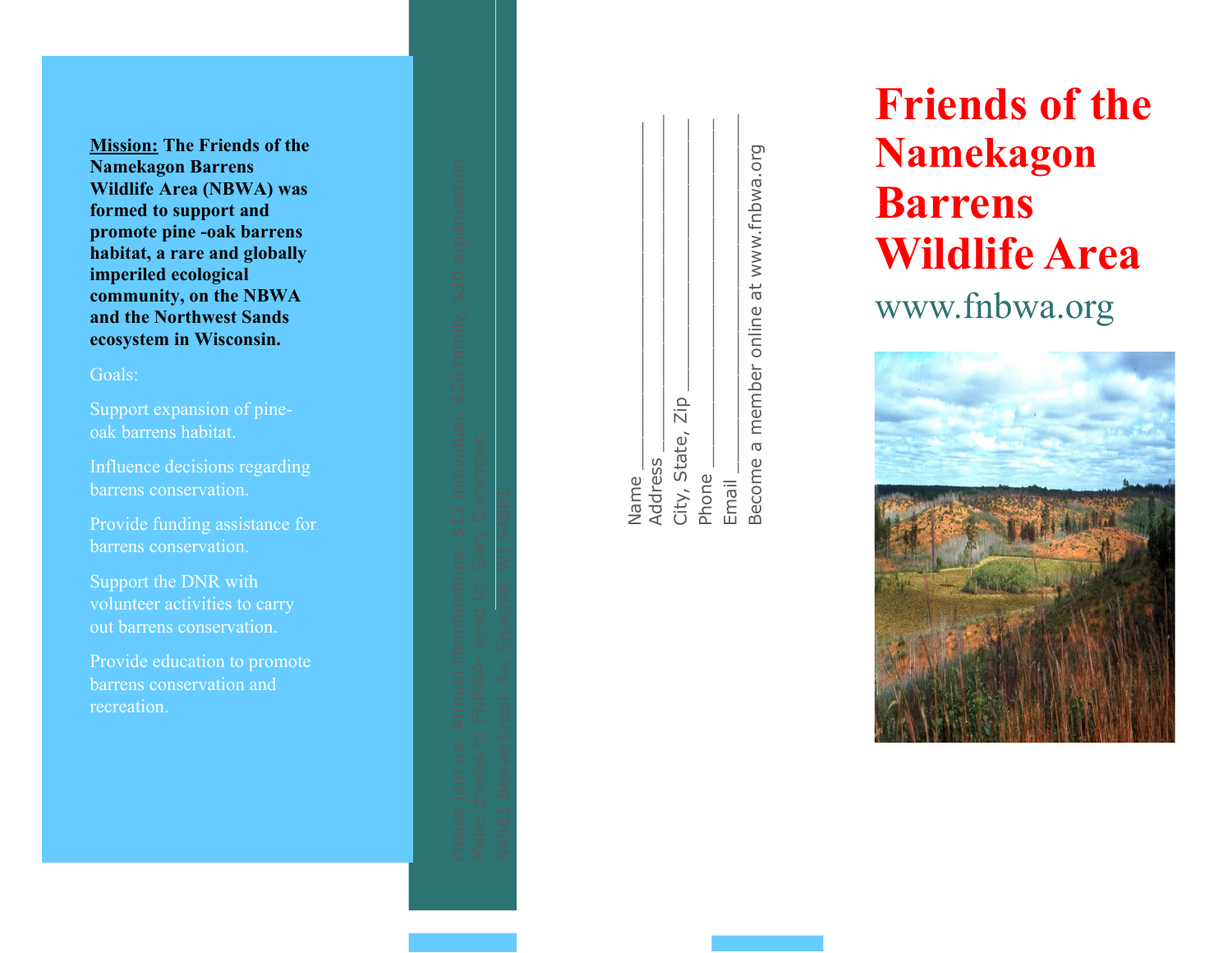**Mission:** **The Friends of the Namekagon Barrens Wildlife Area (NBWA) was formed to support and promote pine -oak barrens habitat, a rare and globally imperiled ecological community, on the NBWA and the Northwest Sands ecosystem in Wisconsin.**

Goals:

Support expansion of pine-oak barrens habitat.

Influence decisions regarding barrens conservation.

Provide funding assistance for barrens conservation.

Support the DNR with volunteer activities to carry out barrens conservation.

Provide education to promote barrens conservation and recreation.

Please join us- Annual Memberships: $12 individual, $20 family, $30 organization

Make checks to FNBWA- send to: Gary Dunsmoor,

N4961 Beaverbrook Av, Spooner, WI 54801

Name ________________

Address ________________

City, State, Zip ________________

Phone ________________

Email ________________

Become a member online at www.fnbwa.org

# Friends of the Namekagon Barrens Wildlife Area

www.fnbwa.org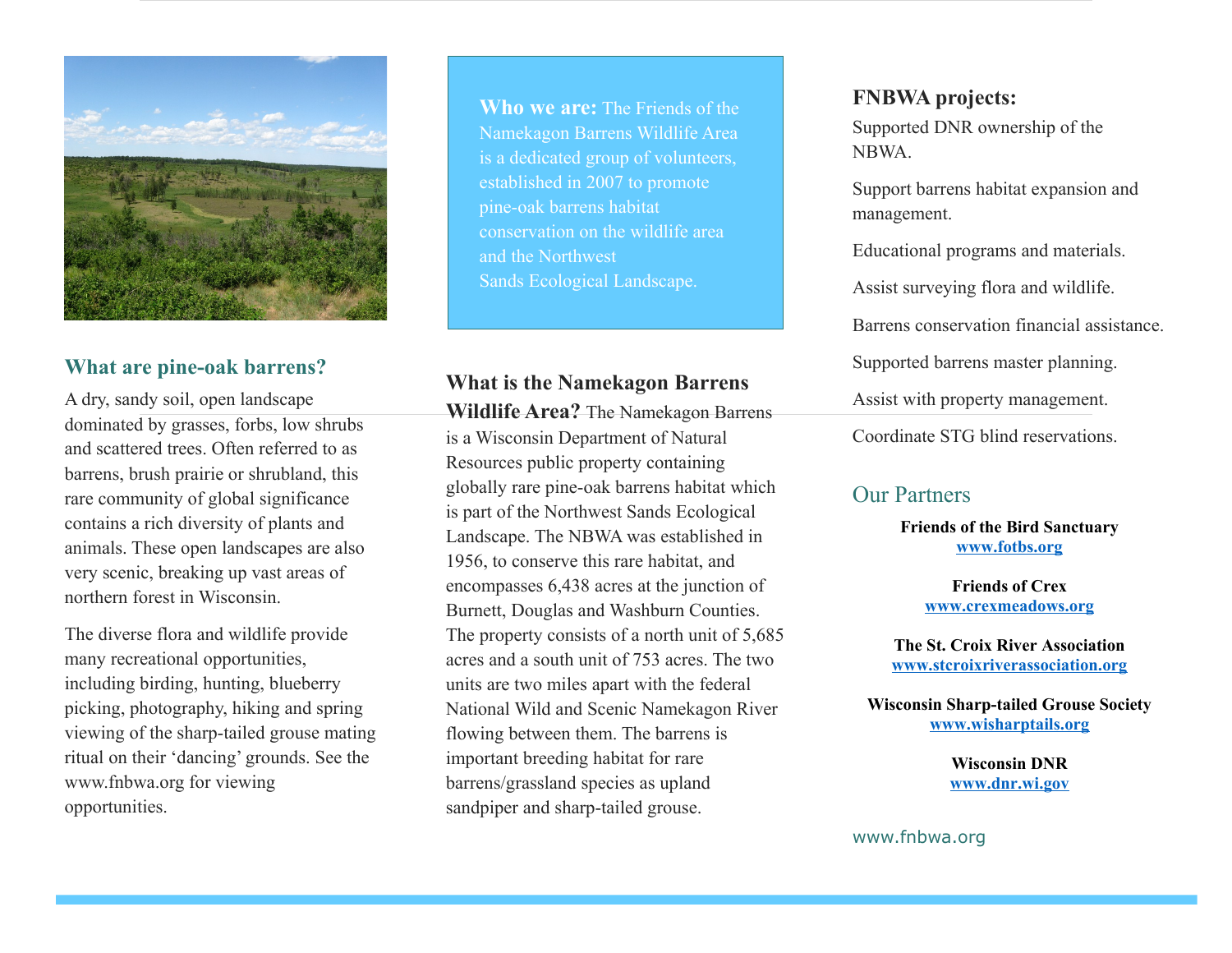## What are pine-oak barrens?

A dry, sandy soil, open landscape dominated by grasses, forbs, low shrubs and scattered trees. Often referred to as barrens, brush prairie or shrubland, this rare community of global significance contains a rich diversity of plants and animals. These open landscapes are also very scenic, breaking up vast areas of northern forest in Wisconsin.

The diverse flora and wildlife provide many recreational opportunities, including birding, hunting, blueberry picking, photography, hiking and spring viewing of the sharp-tailed grouse mating ritual on their 'dancing' grounds. See the www.fnbwa.org for viewing opportunities.

**Who we are:** The Friends of the Namekagon Barrens Wildlife Area is a dedicated group of volunteers, established in 2007 to promote pine-oak barrens habitat conservation on the wildlife area and the Northwest Sands Ecological Landscape.

**What is the Namekagon Barrens Wildlife Area?** The Namekagon Barrens is a Wisconsin Department of Natural Resources public property containing globally rare pine-oak barrens habitat which is part of the Northwest Sands Ecological Landscape. The NBWA was established in 1956, to conserve this rare habitat, and encompasses 6,438 acres at the junction of Burnett, Douglas and Washburn Counties. The property consists of a north unit of 5,685 acres and a south unit of 753 acres. The two units are two miles apart with the federal National Wild and Scenic Namekagon River flowing between them. The barrens is important breeding habitat for rare barrens/grassland species as upland sandpiper and sharp-tailed grouse.

## FNBWA projects:

Supported DNR ownership of the NBWA.

Support barrens habitat expansion and management.

Educational programs and materials.

Assist surveying flora and wildlife.

Barrens conservation financial assistance.

Supported barrens master planning.

Assist with property management.

Coordinate STG blind reservations.

## Our Partners

**Friends of the Bird Sanctuary**
www.fotbs.org

**Friends of Crex**
www.crexmeadows.org

**The St. Croix River Association**
www.stcroixriverassociation.org

**Wisconsin Sharp-tailed Grouse Society**
www.wisharptails.org

**Wisconsin DNR**
www.dnr.wi.gov

www.fnbwa.org